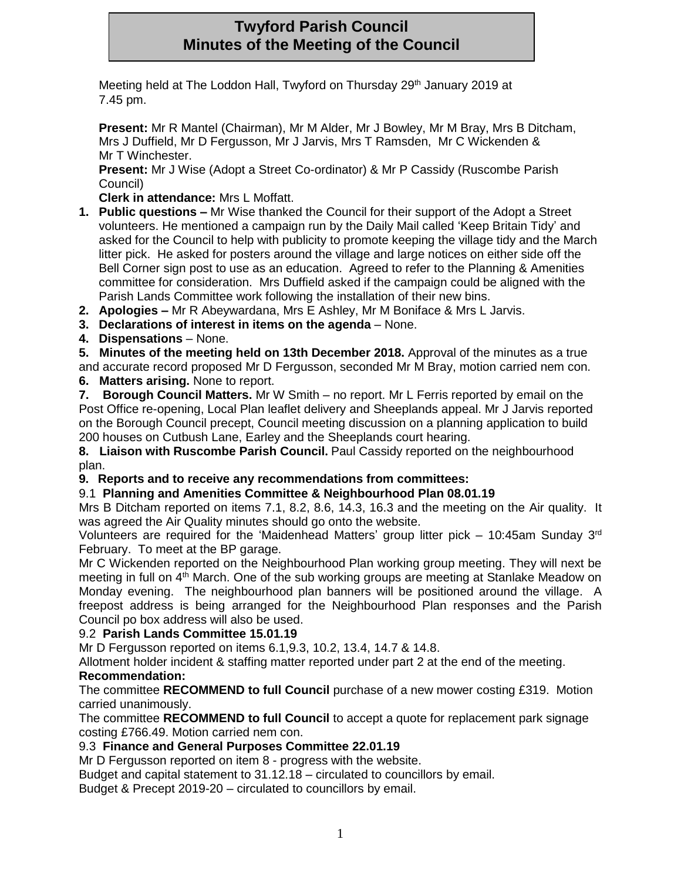# Twyford Parish Council
# Minutes of the Meeting of the Council

Meeting held at The Loddon Hall, Twyford on Thursday 29th January 2019 at 7.45 pm.

**Present:** Mr R Mantel (Chairman), Mr M Alder, Mr J Bowley, Mr M Bray, Mrs B Ditcham, Mrs J Duffield, Mr D Fergusson, Mr J Jarvis, Mrs T Ramsden, Mr C Wickenden & Mr T Winchester.

**Present:** Mr J Wise (Adopt a Street Co-ordinator) & Mr P Cassidy (Ruscombe Parish Council)

**Clerk in attendance:** Mrs L Moffatt.

1. **Public questions –** Mr Wise thanked the Council for their support of the Adopt a Street volunteers. He mentioned a campaign run by the Daily Mail called 'Keep Britain Tidy' and asked for the Council to help with publicity to promote keeping the village tidy and the March litter pick. He asked for posters around the village and large notices on either side off the Bell Corner sign post to use as an education. Agreed to refer to the Planning & Amenities committee for consideration. Mrs Duffield asked if the campaign could be aligned with the Parish Lands Committee work following the installation of their new bins.
2. **Apologies –** Mr R Abeywardana, Mrs E Ashley, Mr M Boniface & Mrs L Jarvis.
3. **Declarations of interest in items on the agenda** – None.
4. **Dispensations** – None.
5. **Minutes of the meeting held on 13th December 2018.** Approval of the minutes as a true and accurate record proposed Mr D Fergusson, seconded Mr M Bray, motion carried nem con.
6. **Matters arising.** None to report.
7. **Borough Council Matters.** Mr W Smith – no report. Mr L Ferris reported by email on the Post Office re-opening, Local Plan leaflet delivery and Sheeplands appeal. Mr J Jarvis reported on the Borough Council precept, Council meeting discussion on a planning application to build 200 houses on Cutbush Lane, Earley and the Sheeplands court hearing.
8. **Liaison with Ruscombe Parish Council.** Paul Cassidy reported on the neighbourhood plan.
9. **Reports and to receive any recommendations from committees:**

9.1 **Planning and Amenities Committee & Neighbourhood Plan 08.01.19**

Mrs B Ditcham reported on items 7.1, 8.2, 8.6, 14.3, 16.3 and the meeting on the Air quality. It was agreed the Air Quality minutes should go onto the website.

Volunteers are required for the 'Maidenhead Matters' group litter pick – 10:45am Sunday 3rd February. To meet at the BP garage.

Mr C Wickenden reported on the Neighbourhood Plan working group meeting. They will next be meeting in full on 4th March. One of the sub working groups are meeting at Stanlake Meadow on Monday evening. The neighbourhood plan banners will be positioned around the village. A freepost address is being arranged for the Neighbourhood Plan responses and the Parish Council po box address will also be used.

9.2 **Parish Lands Committee 15.01.19**

Mr D Fergusson reported on items 6.1,9.3, 10.2, 13.4, 14.7 & 14.8.

Allotment holder incident & staffing matter reported under part 2 at the end of the meeting.

**Recommendation:**

The committee **RECOMMEND to full Council** purchase of a new mower costing £319. Motion carried unanimously.

The committee **RECOMMEND to full Council** to accept a quote for replacement park signage costing £766.49. Motion carried nem con.

9.3 **Finance and General Purposes Committee 22.01.19**

Mr D Fergusson reported on item 8 - progress with the website.

Budget and capital statement to 31.12.18 – circulated to councillors by email.

Budget & Precept 2019-20 – circulated to councillors by email.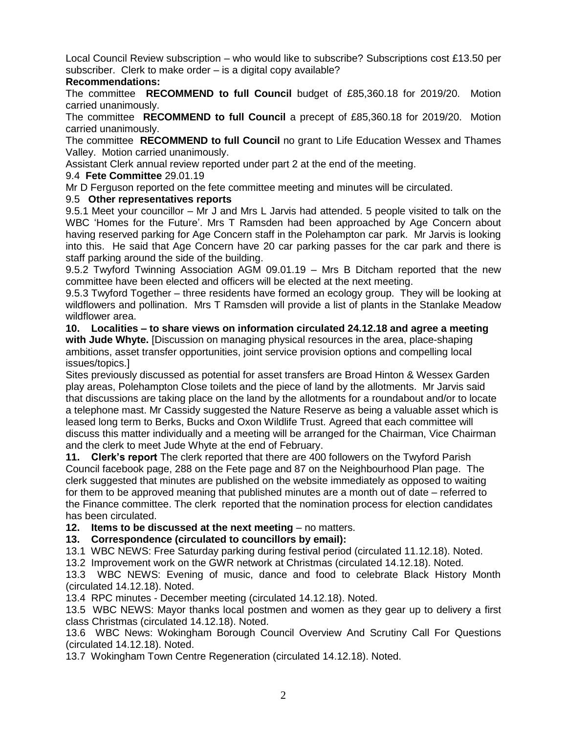Local Council Review subscription – who would like to subscribe? Subscriptions cost £13.50 per subscriber. Clerk to make order – is a digital copy available?

**Recommendations:**

The committee **RECOMMEND to full Council** budget of £85,360.18 for 2019/20. Motion carried unanimously.

The committee **RECOMMEND to full Council** a precept of £85,360.18 for 2019/20. Motion carried unanimously.

The committee **RECOMMEND to full Council** no grant to Life Education Wessex and Thames Valley. Motion carried unanimously.

Assistant Clerk annual review reported under part 2 at the end of the meeting.

9.4 **Fete Committee** 29.01.19

Mr D Ferguson reported on the fete committee meeting and minutes will be circulated.

9.5 **Other representatives reports**

9.5.1 Meet your councillor – Mr J and Mrs L Jarvis had attended. 5 people visited to talk on the WBC 'Homes for the Future'. Mrs T Ramsden had been approached by Age Concern about having reserved parking for Age Concern staff in the Polehampton car park. Mr Jarvis is looking into this. He said that Age Concern have 20 car parking passes for the car park and there is staff parking around the side of the building.

9.5.2 Twyford Twinning Association AGM 09.01.19 – Mrs B Ditcham reported that the new committee have been elected and officers will be elected at the next meeting.

9.5.3 Twyford Together – three residents have formed an ecology group. They will be looking at wildflowers and pollination. Mrs T Ramsden will provide a list of plants in the Stanlake Meadow wildflower area.

**10. Localities – to share views on information circulated 24.12.18 and agree a meeting with Jude Whyte.** [Discussion on managing physical resources in the area, place-shaping ambitions, asset transfer opportunities, joint service provision options and compelling local issues/topics.]

Sites previously discussed as potential for asset transfers are Broad Hinton & Wessex Garden play areas, Polehampton Close toilets and the piece of land by the allotments. Mr Jarvis said that discussions are taking place on the land by the allotments for a roundabout and/or to locate a telephone mast. Mr Cassidy suggested the Nature Reserve as being a valuable asset which is leased long term to Berks, Bucks and Oxon Wildlife Trust. Agreed that each committee will discuss this matter individually and a meeting will be arranged for the Chairman, Vice Chairman and the clerk to meet Jude Whyte at the end of February.

**11. Clerk's report** The clerk reported that there are 400 followers on the Twyford Parish Council facebook page, 288 on the Fete page and 87 on the Neighbourhood Plan page. The clerk suggested that minutes are published on the website immediately as opposed to waiting for them to be approved meaning that published minutes are a month out of date – referred to the Finance committee. The clerk reported that the nomination process for election candidates has been circulated.

**12. Items to be discussed at the next meeting** – no matters.

**13. Correspondence (circulated to councillors by email):**

13.1 WBC NEWS: Free Saturday parking during festival period (circulated 11.12.18). Noted.

13.2 Improvement work on the GWR network at Christmas (circulated 14.12.18). Noted.

13.3 WBC NEWS: Evening of music, dance and food to celebrate Black History Month (circulated 14.12.18). Noted.

13.4 RPC minutes - December meeting (circulated 14.12.18). Noted.

13.5 WBC NEWS: Mayor thanks local postmen and women as they gear up to delivery a first class Christmas (circulated 14.12.18). Noted.

13.6 WBC News: Wokingham Borough Council Overview And Scrutiny Call For Questions (circulated 14.12.18). Noted.

13.7 Wokingham Town Centre Regeneration (circulated 14.12.18). Noted.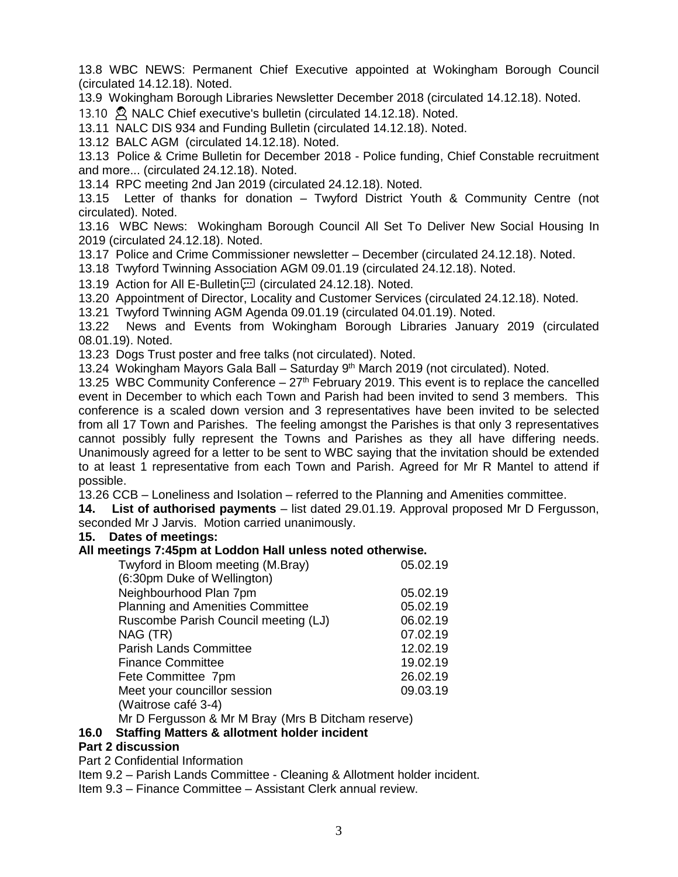13.8 WBC NEWS: Permanent Chief Executive appointed at Wokingham Borough Council (circulated 14.12.18). Noted.

13.9 Wokingham Borough Libraries Newsletter December 2018 (circulated 14.12.18). Noted.

13.10 NALC Chief executive's bulletin (circulated 14.12.18). Noted.

13.11 NALC DIS 934 and Funding Bulletin (circulated 14.12.18). Noted.

13.12 BALC AGM (circulated 14.12.18). Noted.

13.13 Police & Crime Bulletin for December 2018 - Police funding, Chief Constable recruitment and more... (circulated 24.12.18). Noted.

13.14 RPC meeting 2nd Jan 2019 (circulated 24.12.18). Noted.

13.15 Letter of thanks for donation – Twyford District Youth & Community Centre (not circulated). Noted.

13.16 WBC News: Wokingham Borough Council All Set To Deliver New Social Housing In 2019 (circulated 24.12.18). Noted.

13.17 Police and Crime Commissioner newsletter – December (circulated 24.12.18). Noted.

13.18 Twyford Twinning Association AGM 09.01.19 (circulated 24.12.18). Noted.

13.19 Action for All E-Bulletin (circulated 24.12.18). Noted.

13.20 Appointment of Director, Locality and Customer Services (circulated 24.12.18). Noted.

13.21 Twyford Twinning AGM Agenda 09.01.19 (circulated 04.01.19). Noted.

13.22 News and Events from Wokingham Borough Libraries January 2019 (circulated 08.01.19). Noted.

13.23 Dogs Trust poster and free talks (not circulated). Noted.

13.24 Wokingham Mayors Gala Ball – Saturday 9th March 2019 (not circulated). Noted.

13.25 WBC Community Conference – 27th February 2019. This event is to replace the cancelled event in December to which each Town and Parish had been invited to send 3 members. This conference is a scaled down version and 3 representatives have been invited to be selected from all 17 Town and Parishes. The feeling amongst the Parishes is that only 3 representatives cannot possibly fully represent the Towns and Parishes as they all have differing needs. Unanimously agreed for a letter to be sent to WBC saying that the invitation should be extended to at least 1 representative from each Town and Parish. Agreed for Mr R Mantel to attend if possible.

13.26 CCB – Loneliness and Isolation – referred to the Planning and Amenities committee.

**14. List of authorised payments** – list dated 29.01.19. Approval proposed Mr D Fergusson, seconded Mr J Jarvis. Motion carried unanimously.

**15. Dates of meetings:**

**All meetings 7:45pm at Loddon Hall unless noted otherwise.**

| | |
|---|---|
| Twyford in Bloom meeting (M.Bray) (6:30pm Duke of Wellington) | 05.02.19 |
| Neighbourhood Plan 7pm | 05.02.19 |
| Planning and Amenities Committee | 05.02.19 |
| Ruscombe Parish Council meeting (LJ) | 06.02.19 |
| NAG (TR) | 07.02.19 |
| Parish Lands Committee | 12.02.19 |
| Finance Committee | 19.02.19 |
| Fete Committee 7pm | 26.02.19 |
| Meet your councillor session (Waitrose café 3-4) | 09.03.19 |

Mr D Fergusson & Mr M Bray (Mrs B Ditcham reserve)

**16.0 Staffing Matters & allotment holder incident**

**Part 2 discussion**

Part 2 Confidential Information

Item 9.2 – Parish Lands Committee - Cleaning & Allotment holder incident.

Item 9.3 – Finance Committee – Assistant Clerk annual review.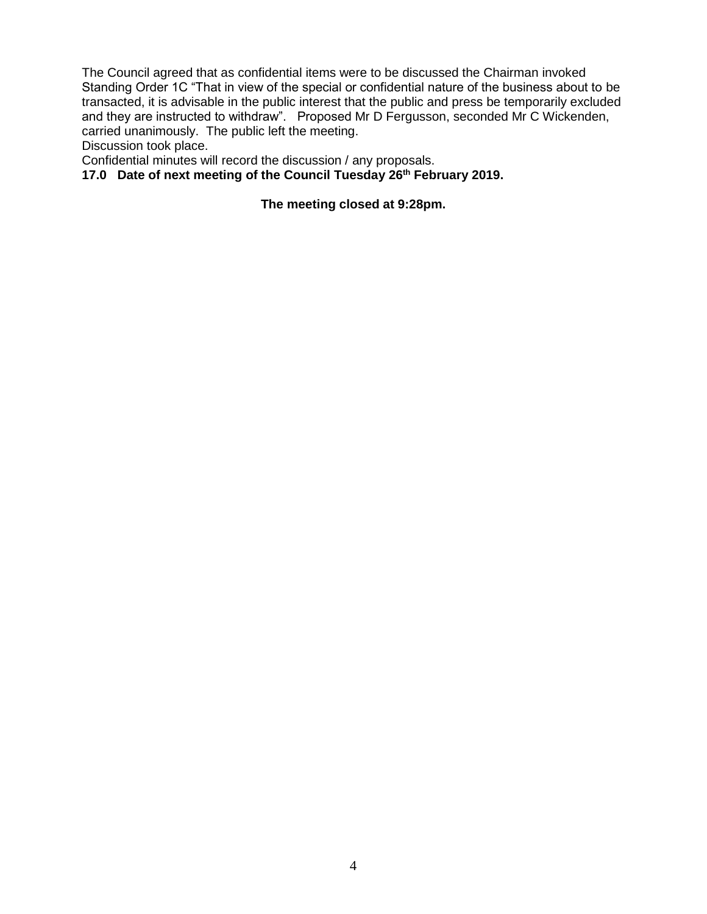The Council agreed that as confidential items were to be discussed the Chairman invoked Standing Order 1C "That in view of the special or confidential nature of the business about to be transacted, it is advisable in the public interest that the public and press be temporarily excluded and they are instructed to withdraw". Proposed Mr D Fergusson, seconded Mr C Wickenden, carried unanimously. The public left the meeting.
Discussion took place.
Confidential minutes will record the discussion / any proposals.

**17.0 Date of next meeting of the Council Tuesday 26th February 2019.**

**The meeting closed at 9:28pm.**